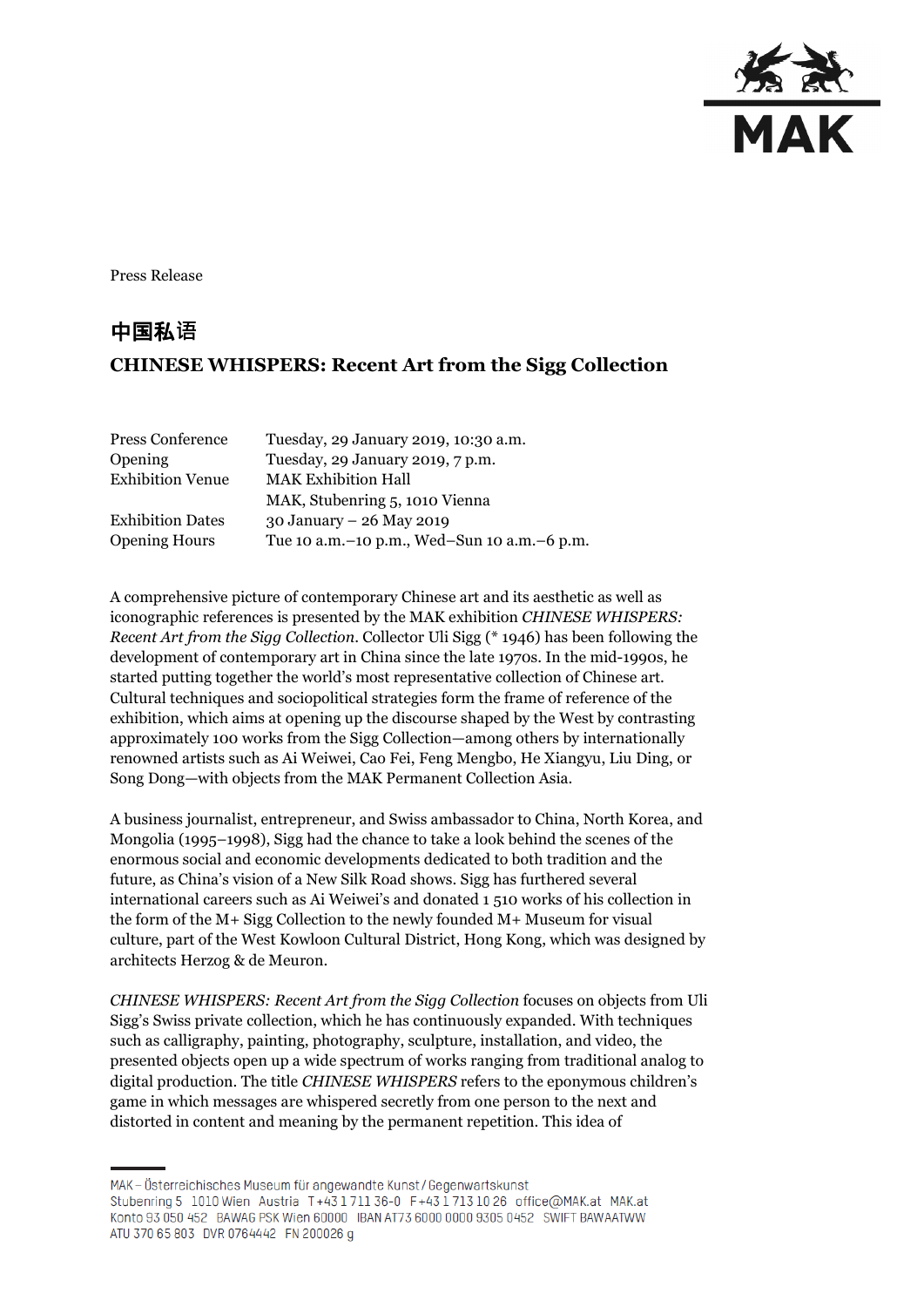Press Release

# 中国私语

## CHINESE WHISPERS: Recent Art from the Sigg Collection

| | |
|---|---|
| Press Conference | Tuesday, 29 January 2019, 10:30 a.m. |
| Opening | Tuesday, 29 January 2019, 7 p.m. |
| Exhibition Venue | MAK Exhibition Hall<br>MAK, Stubenring 5, 1010 Vienna |
| Exhibition Dates | 30 January – 26 May 2019 |
| Opening Hours | Tue 10 a.m.–10 p.m., Wed–Sun 10 a.m.–6 p.m. |

A comprehensive picture of contemporary Chinese art and its aesthetic as well as iconographic references is presented by the MAK exhibition *CHINESE WHISPERS: Recent Art from the Sigg Collection*. Collector Uli Sigg (* 1946) has been following the development of contemporary art in China since the late 1970s. In the mid-1990s, he started putting together the world's most representative collection of Chinese art. Cultural techniques and sociopolitical strategies form the frame of reference of the exhibition, which aims at opening up the discourse shaped by the West by contrasting approximately 100 works from the Sigg Collection—among others by internationally renowned artists such as Ai Weiwei, Cao Fei, Feng Mengbo, He Xiangyu, Liu Ding, or Song Dong—with objects from the MAK Permanent Collection Asia.

A business journalist, entrepreneur, and Swiss ambassador to China, North Korea, and Mongolia (1995–1998), Sigg had the chance to take a look behind the scenes of the enormous social and economic developments dedicated to both tradition and the future, as China's vision of a New Silk Road shows. Sigg has furthered several international careers such as Ai Weiwei's and donated 1 510 works of his collection in the form of the M+ Sigg Collection to the newly founded M+ Museum for visual culture, part of the West Kowloon Cultural District, Hong Kong, which was designed by architects Herzog & de Meuron.

*CHINESE WHISPERS: Recent Art from the Sigg Collection* focuses on objects from Uli Sigg's Swiss private collection, which he has continuously expanded. With techniques such as calligraphy, painting, photography, sculpture, installation, and video, the presented objects open up a wide spectrum of works ranging from traditional analog to digital production. The title *CHINESE WHISPERS* refers to the eponymous children's game in which messages are whispered secretly from one person to the next and distorted in content and meaning by the permanent repetition. This idea of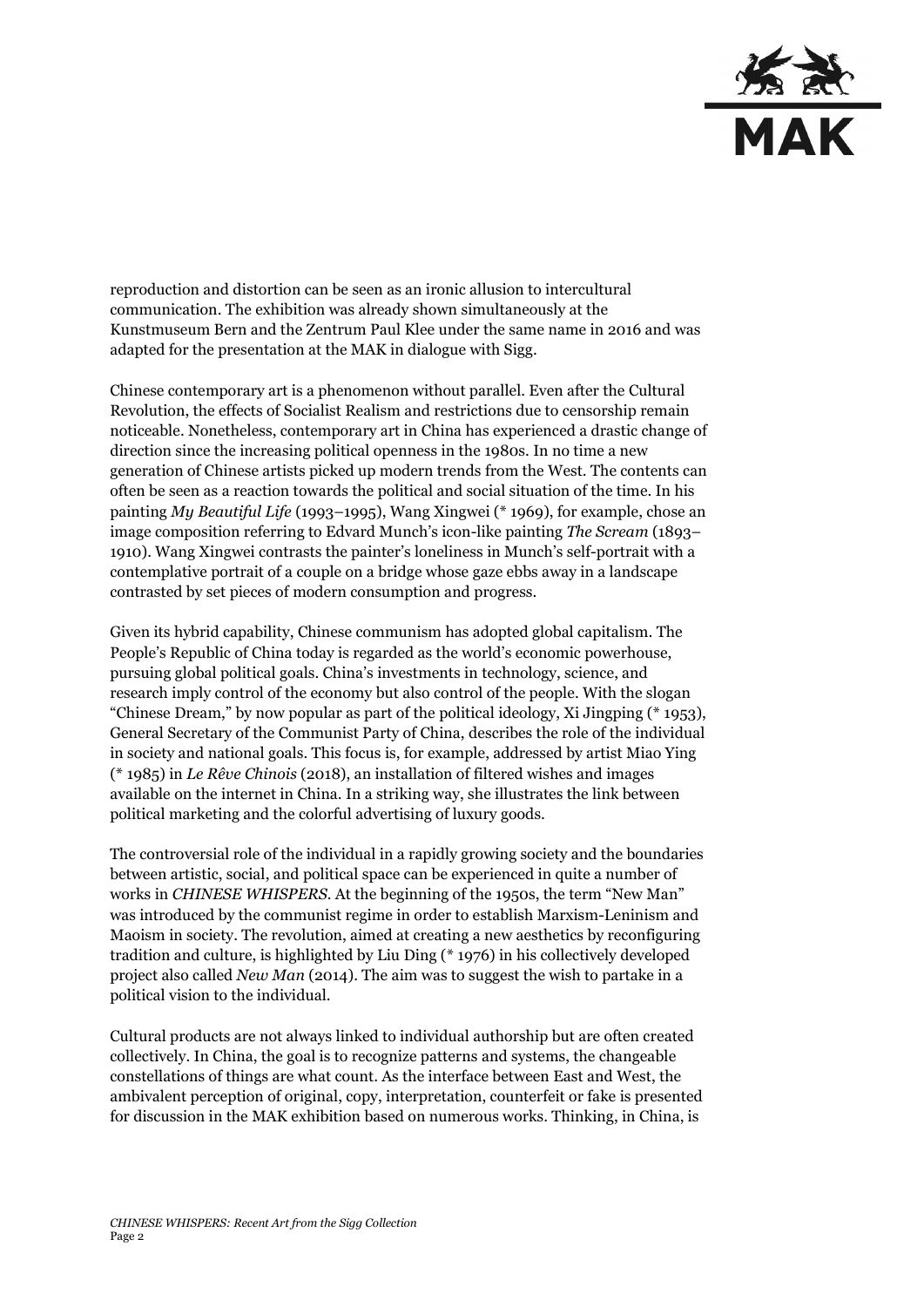reproduction and distortion can be seen as an ironic allusion to intercultural communication. The exhibition was already shown simultaneously at the Kunstmuseum Bern and the Zentrum Paul Klee under the same name in 2016 and was adapted for the presentation at the MAK in dialogue with Sigg.

Chinese contemporary art is a phenomenon without parallel. Even after the Cultural Revolution, the effects of Socialist Realism and restrictions due to censorship remain noticeable. Nonetheless, contemporary art in China has experienced a drastic change of direction since the increasing political openness in the 1980s. In no time a new generation of Chinese artists picked up modern trends from the West. The contents can often be seen as a reaction towards the political and social situation of the time. In his painting *My Beautiful Life* (1993–1995), Wang Xingwei (* 1969), for example, chose an image composition referring to Edvard Munch's icon-like painting *The Scream* (1893–1910). Wang Xingwei contrasts the painter's loneliness in Munch's self-portrait with a contemplative portrait of a couple on a bridge whose gaze ebbs away in a landscape contrasted by set pieces of modern consumption and progress.

Given its hybrid capability, Chinese communism has adopted global capitalism. The People's Republic of China today is regarded as the world's economic powerhouse, pursuing global political goals. China's investments in technology, science, and research imply control of the economy but also control of the people. With the slogan "Chinese Dream," by now popular as part of the political ideology, Xi Jingping (* 1953), General Secretary of the Communist Party of China, describes the role of the individual in society and national goals. This focus is, for example, addressed by artist Miao Ying (* 1985) in *Le Rêve Chinois* (2018), an installation of filtered wishes and images available on the internet in China. In a striking way, she illustrates the link between political marketing and the colorful advertising of luxury goods.

The controversial role of the individual in a rapidly growing society and the boundaries between artistic, social, and political space can be experienced in quite a number of works in *CHINESE WHISPERS*. At the beginning of the 1950s, the term "New Man" was introduced by the communist regime in order to establish Marxism-Leninism and Maoism in society. The revolution, aimed at creating a new aesthetics by reconfiguring tradition and culture, is highlighted by Liu Ding (* 1976) in his collectively developed project also called *New Man* (2014). The aim was to suggest the wish to partake in a political vision to the individual.

Cultural products are not always linked to individual authorship but are often created collectively. In China, the goal is to recognize patterns and systems, the changeable constellations of things are what count. As the interface between East and West, the ambivalent perception of original, copy, interpretation, counterfeit or fake is presented for discussion in the MAK exhibition based on numerous works. Thinking, in China, is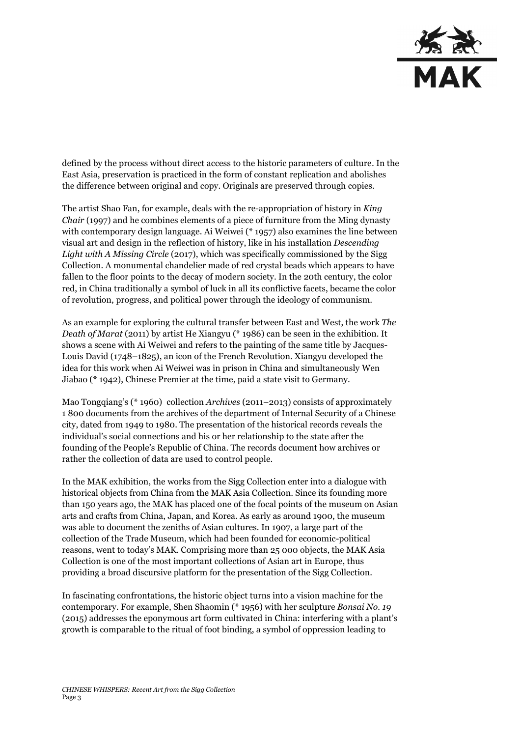defined by the process without direct access to the historic parameters of culture. In the East Asia, preservation is practiced in the form of constant replication and abolishes the difference between original and copy. Originals are preserved through copies.

The artist Shao Fan, for example, deals with the re-appropriation of history in *King Chair* (1997) and he combines elements of a piece of furniture from the Ming dynasty with contemporary design language. Ai Weiwei (* 1957) also examines the line between visual art and design in the reflection of history, like in his installation *Descending Light with A Missing Circle* (2017), which was specifically commissioned by the Sigg Collection. A monumental chandelier made of red crystal beads which appears to have fallen to the floor points to the decay of modern society. In the 20th century, the color red, in China traditionally a symbol of luck in all its conflictive facets, became the color of revolution, progress, and political power through the ideology of communism.

As an example for exploring the cultural transfer between East and West, the work *The Death of Marat* (2011) by artist He Xiangyu (* 1986) can be seen in the exhibition. It shows a scene with Ai Weiwei and refers to the painting of the same title by Jacques-Louis David (1748–1825), an icon of the French Revolution. Xiangyu developed the idea for this work when Ai Weiwei was in prison in China and simultaneously Wen Jiabao (* 1942), Chinese Premier at the time, paid a state visit to Germany.

Mao Tongqiang's (* 1960) collection *Archives* (2011–2013) consists of approximately 1 800 documents from the archives of the department of Internal Security of a Chinese city, dated from 1949 to 1980. The presentation of the historical records reveals the individual's social connections and his or her relationship to the state after the founding of the People's Republic of China. The records document how archives or rather the collection of data are used to control people.

In the MAK exhibition, the works from the Sigg Collection enter into a dialogue with historical objects from China from the MAK Asia Collection. Since its founding more than 150 years ago, the MAK has placed one of the focal points of the museum on Asian arts and crafts from China, Japan, and Korea. As early as around 1900, the museum was able to document the zeniths of Asian cultures. In 1907, a large part of the collection of the Trade Museum, which had been founded for economic-political reasons, went to today's MAK. Comprising more than 25 000 objects, the MAK Asia Collection is one of the most important collections of Asian art in Europe, thus providing a broad discursive platform for the presentation of the Sigg Collection.

In fascinating confrontations, the historic object turns into a vision machine for the contemporary. For example, Shen Shaomin (* 1956) with her sculpture *Bonsai No. 19* (2015) addresses the eponymous art form cultivated in China: interfering with a plant's growth is comparable to the ritual of foot binding, a symbol of oppression leading to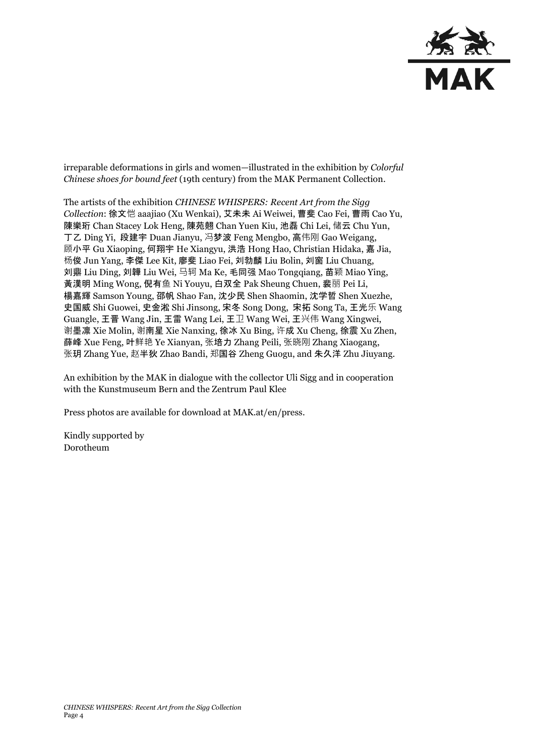irreparable deformations in girls and women—illustrated in the exhibition by *Colorful Chinese shoes for bound feet* (19th century) from the MAK Permanent Collection.

The artists of the exhibition *CHINESE WHISPERS: Recent Art from the Sigg Collection*: 徐文恺 aaajiao (Xu Wenkai), 艾未未 Ai Weiwei, 曹斐 Cao Fei, 曹雨 Cao Yu, 陳樂珩 Chan Stacey Lok Heng, 陳苑翹 Chan Yuen Kiu, 池磊 Chi Lei, 储云 Chu Yun, 丁乙 Ding Yi, 段建宇 Duan Jianyu, 冯梦波 Feng Mengbo, 高伟刚 Gao Weigang, 顾小平 Gu Xiaoping, 何翔宇 He Xiangyu, 洪浩 Hong Hao, Christian Hidaka, 嘉 Jia, 杨俊 Jun Yang, 李傑 Lee Kit, 廖斐 Liao Fei, 刘勃麟 Liu Bolin, 刘窗 Liu Chuang, 刘鼎 Liu Ding, 刘韡 Liu Wei, 马轲 Ma Ke, 毛同强 Mao Tongqiang, 苗颖 Miao Ying, 黃漢明 Ming Wong, 倪有鱼 Ni Youyu, 白双全 Pak Sheung Chuen, 裴丽 Pei Li, 楊嘉輝 Samson Young, 邵帆 Shao Fan, 沈少民 Shen Shaomin, 沈学哲 Shen Xuezhe, 史国威 Shi Guowei, 史金淞 Shi Jinsong, 宋冬 Song Dong, 宋拓 Song Ta, 王光乐 Wang Guangle, 王晋 Wang Jin, 王雷 Wang Lei, 王卫 Wang Wei, 王兴伟 Wang Xingwei, 谢墨凛 Xie Molin, 谢南星 Xie Nanxing, 徐冰 Xu Bing, 许成 Xu Cheng, 徐震 Xu Zhen, 薛峰 Xue Feng, 叶鲜艳 Ye Xianyan, 张培力 Zhang Peili, 张晓刚 Zhang Xiaogang, 张玥 Zhang Yue, 赵半狄 Zhao Bandi, 郑国谷 Zheng Guogu, and 朱久洋 Zhu Jiuyang.

An exhibition by the MAK in dialogue with the collector Uli Sigg and in cooperation with the Kunstmuseum Bern and the Zentrum Paul Klee

Press photos are available for download at MAK.at/en/press.

Kindly supported by
Dorotheum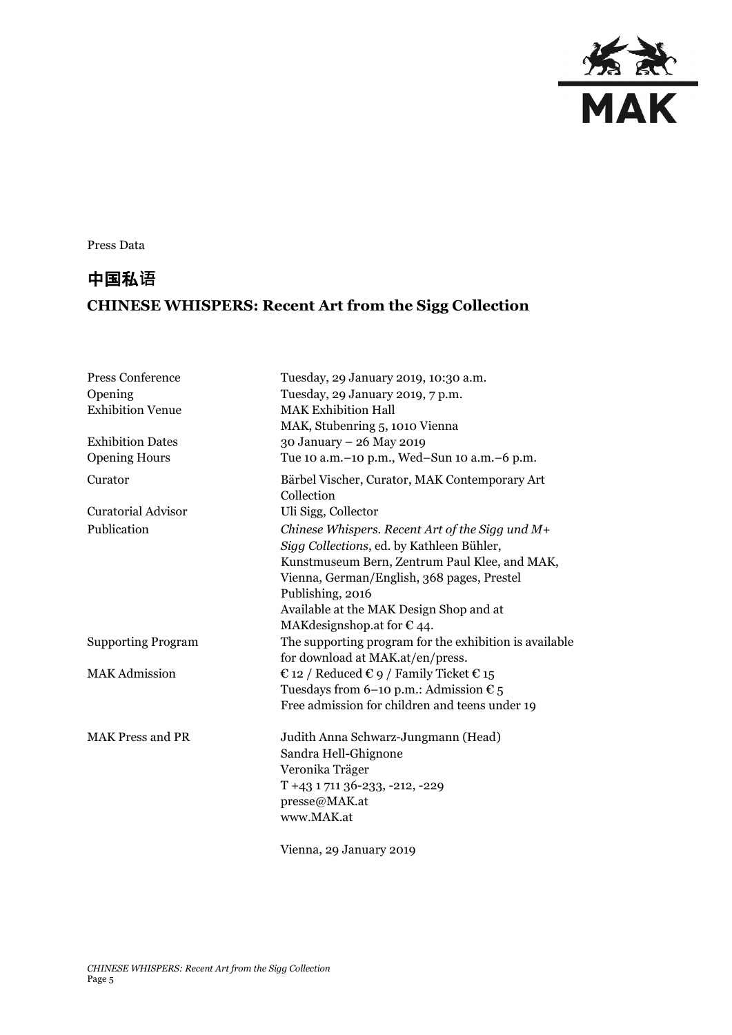Press Data

# 中国私语

## CHINESE WHISPERS: Recent Art from the Sigg Collection

| | |
|---|---|
| Press Conference | Tuesday, 29 January 2019, 10:30 a.m. |
| Opening | Tuesday, 29 January 2019, 7 p.m. |
| Exhibition Venue | MAK Exhibition Hall<br>MAK, Stubenring 5, 1010 Vienna |
| Exhibition Dates | 30 January – 26 May 2019 |
| Opening Hours | Tue 10 a.m.–10 p.m., Wed–Sun 10 a.m.–6 p.m. |
| Curator | Bärbel Vischer, Curator, MAK Contemporary Art Collection |
| Curatorial Advisor | Uli Sigg, Collector |
| Publication | *Chinese Whispers. Recent Art of the Sigg und M+ Sigg Collections*, ed. by Kathleen Bühler, Kunstmuseum Bern, Zentrum Paul Klee, and MAK, Vienna, German/English, 368 pages, Prestel Publishing, 2016<br>Available at the MAK Design Shop and at MAKdesignshop.at for € 44. |
| Supporting Program | The supporting program for the exhibition is available for download at MAK.at/en/press. |
| MAK Admission | € 12 / Reduced € 9 / Family Ticket € 15<br>Tuesdays from 6–10 p.m.: Admission € 5<br>Free admission for children and teens under 19 |
| MAK Press and PR | Judith Anna Schwarz-Jungmann (Head)<br>Sandra Hell-Ghignone<br>Veronika Träger<br>T +43 1 711 36-233, -212, -229<br>presse@MAK.at<br>www.MAK.at |

Vienna, 29 January 2019